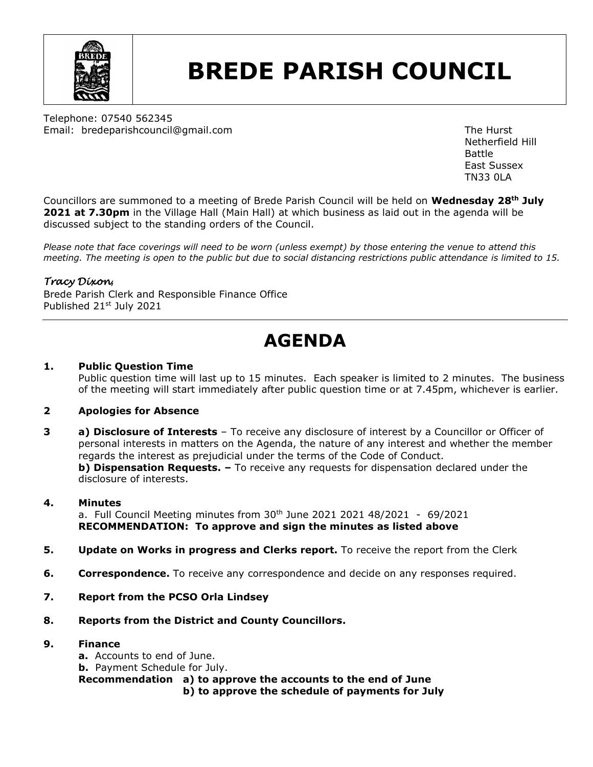# BREDE PARISH COUNCIL

Telephone: 07540 562345
Email: bredeparishcouncil@gmail.com

The Hurst
Netherfield Hill
Battle
East Sussex
TN33 0LA

Councillors are summoned to a meeting of Brede Parish Council will be held on **Wednesday 28th July 2021 at 7.30pm** in the Village Hall (Main Hall) at which business as laid out in the agenda will be discussed subject to the standing orders of the Council.

*Please note that face coverings will need to be worn (unless exempt) by those entering the venue to attend this meeting. The meeting is open to the public but due to social distancing restrictions public attendance is limited to 15.*

*Tracy Dixon,*
Brede Parish Clerk and Responsible Finance Office
Published 21st July 2021

# AGENDA

**1. Public Question Time**
Public question time will last up to 15 minutes. Each speaker is limited to 2 minutes. The business of the meeting will start immediately after public question time or at 7.45pm, whichever is earlier.

**2 Apologies for Absence**

**3 a) Disclosure of Interests** – To receive any disclosure of interest by a Councillor or Officer of personal interests in matters on the Agenda, the nature of any interest and whether the member regards the interest as prejudicial under the terms of the Code of Conduct.
**b) Dispensation Requests. –** To receive any requests for dispensation declared under the disclosure of interests.

**4. Minutes**
a. Full Council Meeting minutes from 30th June 2021 2021 48/2021 - 69/2021
**RECOMMENDATION: To approve and sign the minutes as listed above**

**5. Update on Works in progress and Clerks report.** To receive the report from the Clerk

**6. Correspondence.** To receive any correspondence and decide on any responses required.

**7. Report from the PCSO Orla Lindsey**

**8. Reports from the District and County Councillors.**

**9. Finance**
**a.** Accounts to end of June.
**b.** Payment Schedule for July.
**Recommendation a) to approve the accounts to the end of June**
**b) to approve the schedule of payments for July**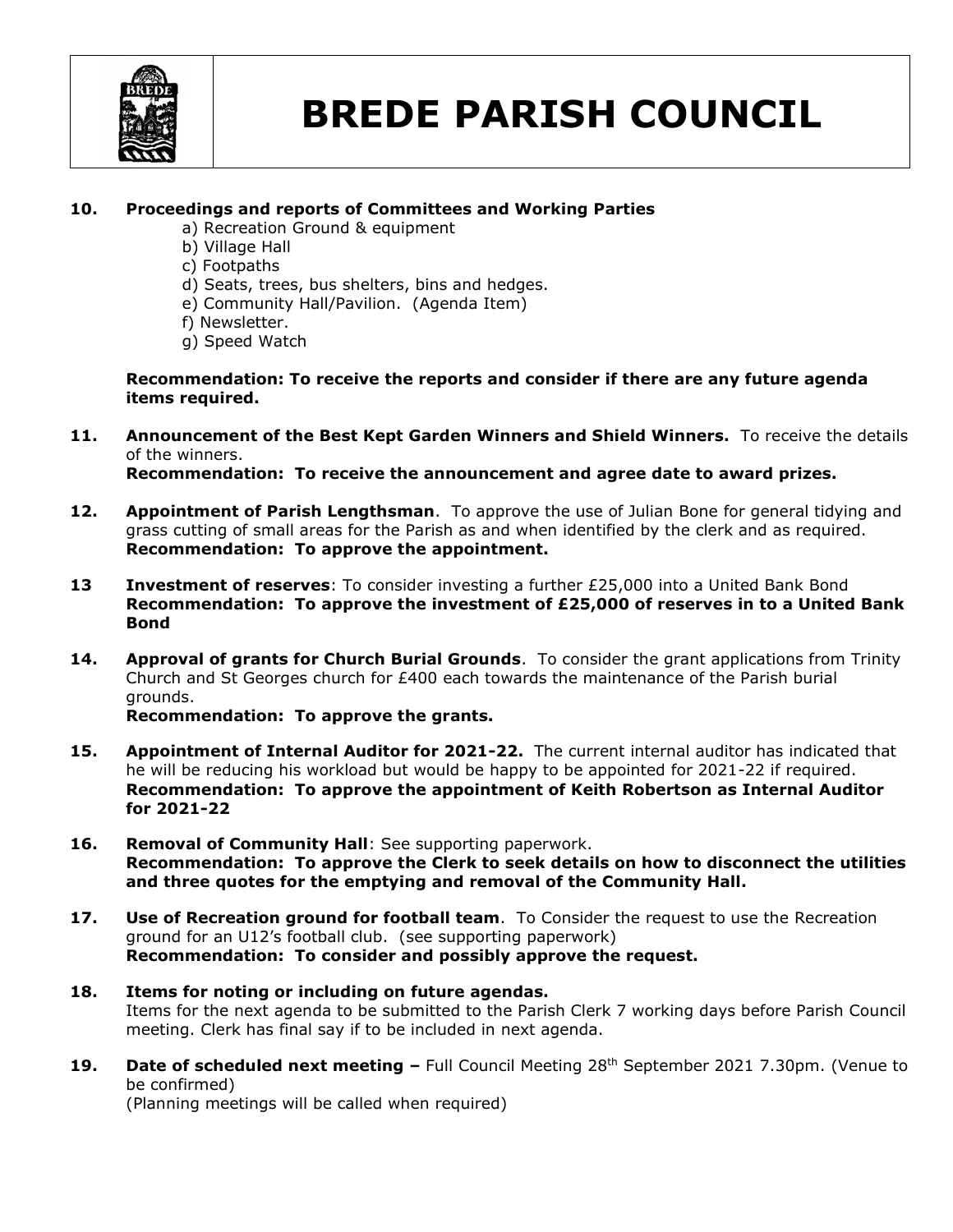# BREDE PARISH COUNCIL

**10. Proceedings and reports of Committees and Working Parties**

a) Recreation Ground & equipment
b) Village Hall
c) Footpaths
d) Seats, trees, bus shelters, bins and hedges.
e) Community Hall/Pavilion. (Agenda Item)
f) Newsletter.
g) Speed Watch

**Recommendation: To receive the reports and consider if there are any future agenda items required.**

**11. Announcement of the Best Kept Garden Winners and Shield Winners.** To receive the details of the winners.
**Recommendation: To receive the announcement and agree date to award prizes.**

**12. Appointment of Parish Lengthsman**. To approve the use of Julian Bone for general tidying and grass cutting of small areas for the Parish as and when identified by the clerk and as required.
**Recommendation: To approve the appointment.**

**13 Investment of reserves**: To consider investing a further £25,000 into a United Bank Bond
**Recommendation: To approve the investment of £25,000 of reserves in to a United Bank Bond**

**14. Approval of grants for Church Burial Grounds**. To consider the grant applications from Trinity Church and St Georges church for £400 each towards the maintenance of the Parish burial grounds.
**Recommendation: To approve the grants.**

**15. Appointment of Internal Auditor for 2021-22.** The current internal auditor has indicated that he will be reducing his workload but would be happy to be appointed for 2021-22 if required.
**Recommendation: To approve the appointment of Keith Robertson as Internal Auditor for 2021-22**

**16. Removal of Community Hall**: See supporting paperwork.
**Recommendation: To approve the Clerk to seek details on how to disconnect the utilities and three quotes for the emptying and removal of the Community Hall.**

**17. Use of Recreation ground for football team**. To Consider the request to use the Recreation ground for an U12's football club. (see supporting paperwork)
**Recommendation: To consider and possibly approve the request.**

**18. Items for noting or including on future agendas.**
Items for the next agenda to be submitted to the Parish Clerk 7 working days before Parish Council meeting. Clerk has final say if to be included in next agenda.

**19. Date of scheduled next meeting –** Full Council Meeting 28th September 2021 7.30pm. (Venue to be confirmed)
(Planning meetings will be called when required)